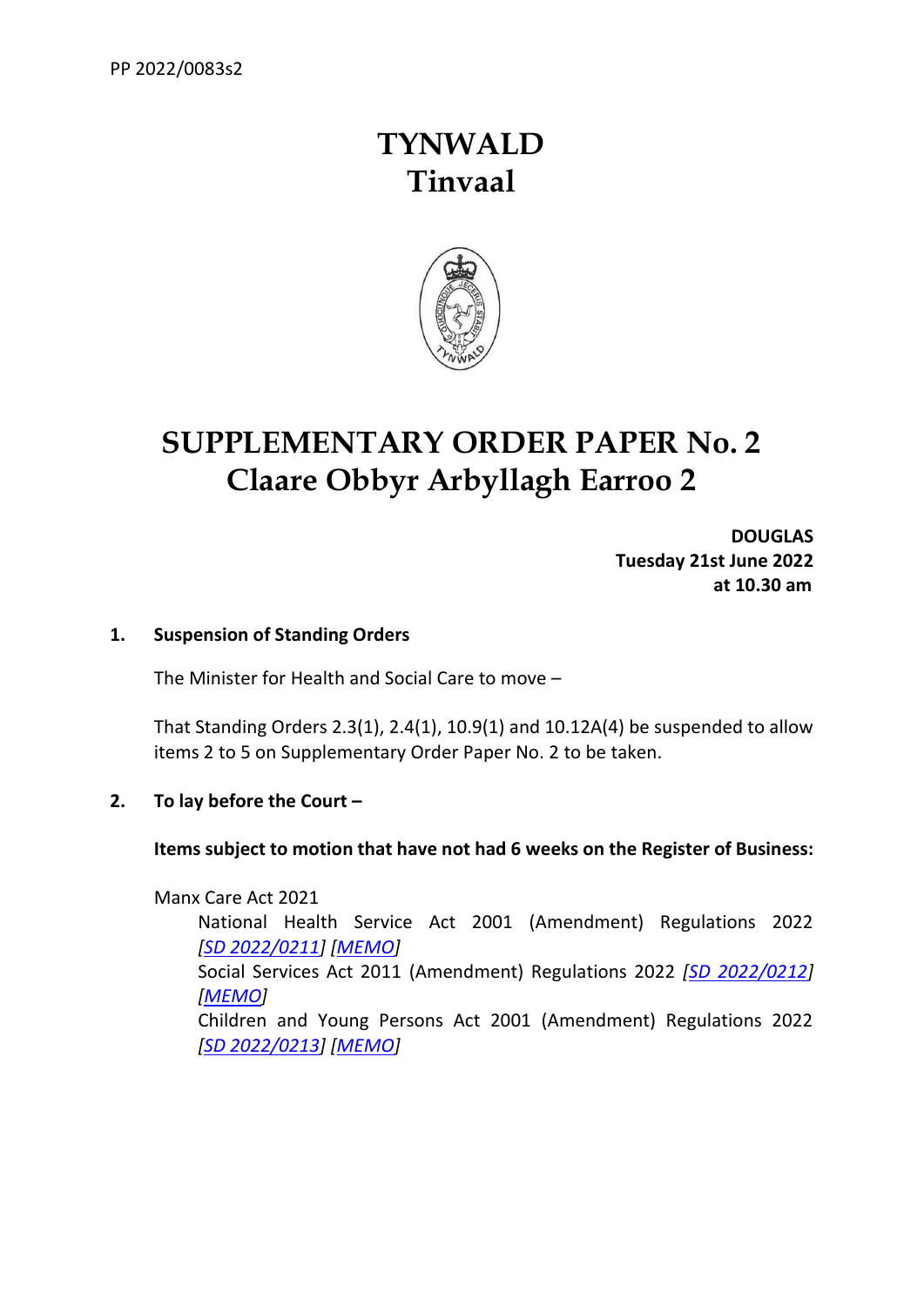PP 2022/0083s2

# TYNWALD
# Tinvaal

# SUPPLEMENTARY ORDER PAPER No. 2
# Claare Obbyr Arbyllagh Earroo 2

**DOUGLAS**
**Tuesday 21st June 2022**
**at 10.30 am**

**1. Suspension of Standing Orders**

The Minister for Health and Social Care to move –

That Standing Orders 2.3(1), 2.4(1), 10.9(1) and 10.12A(4) be suspended to allow items 2 to 5 on Supplementary Order Paper No. 2 to be taken.

**2. To lay before the Court –**

**Items subject to motion that have not had 6 weeks on the Register of Business:**

Manx Care Act 2021

National Health Service Act 2001 (Amendment) Regulations 2022 *[SD 2022/0211] [MEMO]*

Social Services Act 2011 (Amendment) Regulations 2022 *[SD 2022/0212] [MEMO]*

Children and Young Persons Act 2001 (Amendment) Regulations 2022 *[SD 2022/0213] [MEMO]*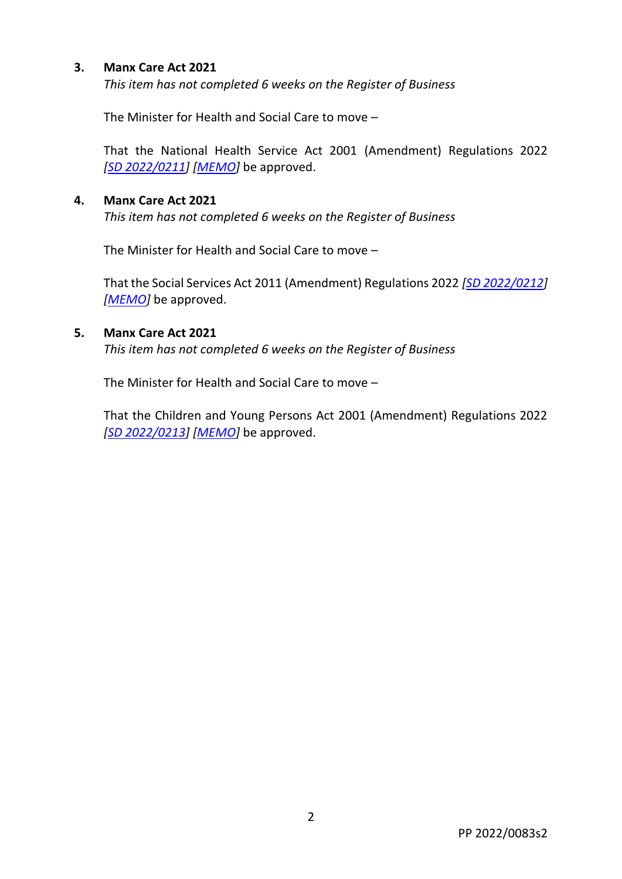**3. Manx Care Act 2021**

*This item has not completed 6 weeks on the Register of Business*

The Minister for Health and Social Care to move –

That the National Health Service Act 2001 (Amendment) Regulations 2022 *[SD 2022/0211] [MEMO]* be approved.

**4. Manx Care Act 2021**

*This item has not completed 6 weeks on the Register of Business*

The Minister for Health and Social Care to move –

That the Social Services Act 2011 (Amendment) Regulations 2022 *[SD 2022/0212] [MEMO]* be approved.

**5. Manx Care Act 2021**

*This item has not completed 6 weeks on the Register of Business*

The Minister for Health and Social Care to move –

That the Children and Young Persons Act 2001 (Amendment) Regulations 2022 *[SD 2022/0213] [MEMO]* be approved.

PP 2022/0083s2